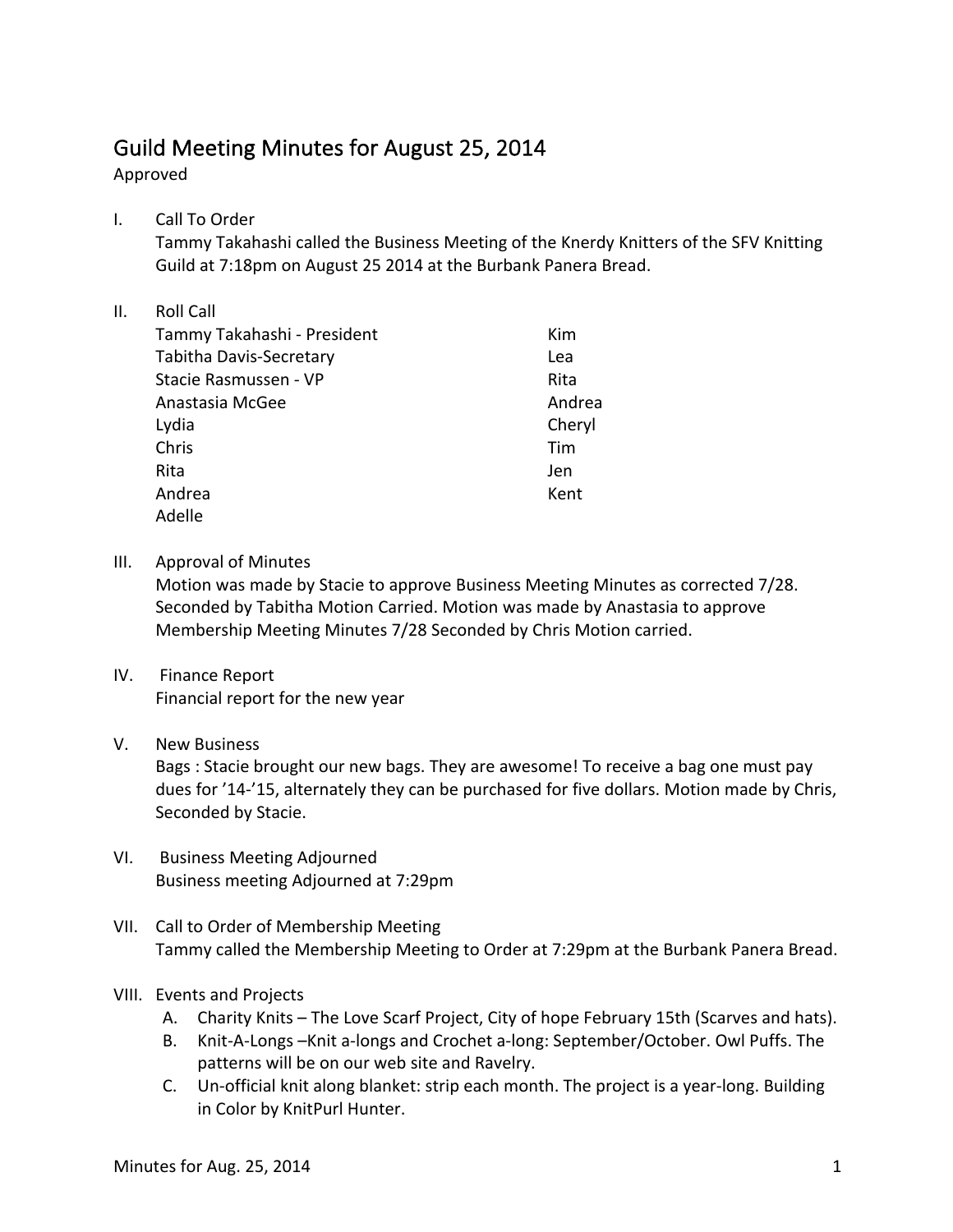# Guild Meeting Minutes for August 25, 2014

Approved

I. Call To Order

Tammy Takahashi called the Business Meeting of the Knerdy Knitters of the SFV Knitting Guild at 7:18pm on August 25 2014 at the Burbank Panera Bread.

II. Roll Call

| | |
|---|---|
| Tammy Takahashi - President | Kim |
| Tabitha Davis-Secretary | Lea |
| Stacie Rasmussen - VP | Rita |
| Anastasia McGee | Andrea |
| Lydia | Cheryl |
| Chris | Tim |
| Rita | Jen |
| Andrea | Kent |
| Adelle | |

III. Approval of Minutes

Motion was made by Stacie to approve Business Meeting Minutes as corrected 7/28. Seconded by Tabitha Motion Carried. Motion was made by Anastasia to approve Membership Meeting Minutes 7/28 Seconded by Chris Motion carried.

IV. Finance Report

Financial report for the new year

V. New Business

Bags : Stacie brought our new bags. They are awesome! To receive a bag one must pay dues for '14-'15, alternately they can be purchased for five dollars. Motion made by Chris, Seconded by Stacie.

VI. Business Meeting Adjourned

Business meeting Adjourned at 7:29pm

VII. Call to Order of Membership Meeting

Tammy called the Membership Meeting to Order at 7:29pm at the Burbank Panera Bread.

VIII. Events and Projects

A. Charity Knits – The Love Scarf Project, City of hope February 15th (Scarves and hats).
B. Knit-A-Longs –Knit a-longs and Crochet a-long: September/October. Owl Puffs. The patterns will be on our web site and Ravelry.
C. Un-official knit along blanket: strip each month. The project is a year-long. Building in Color by KnitPurl Hunter.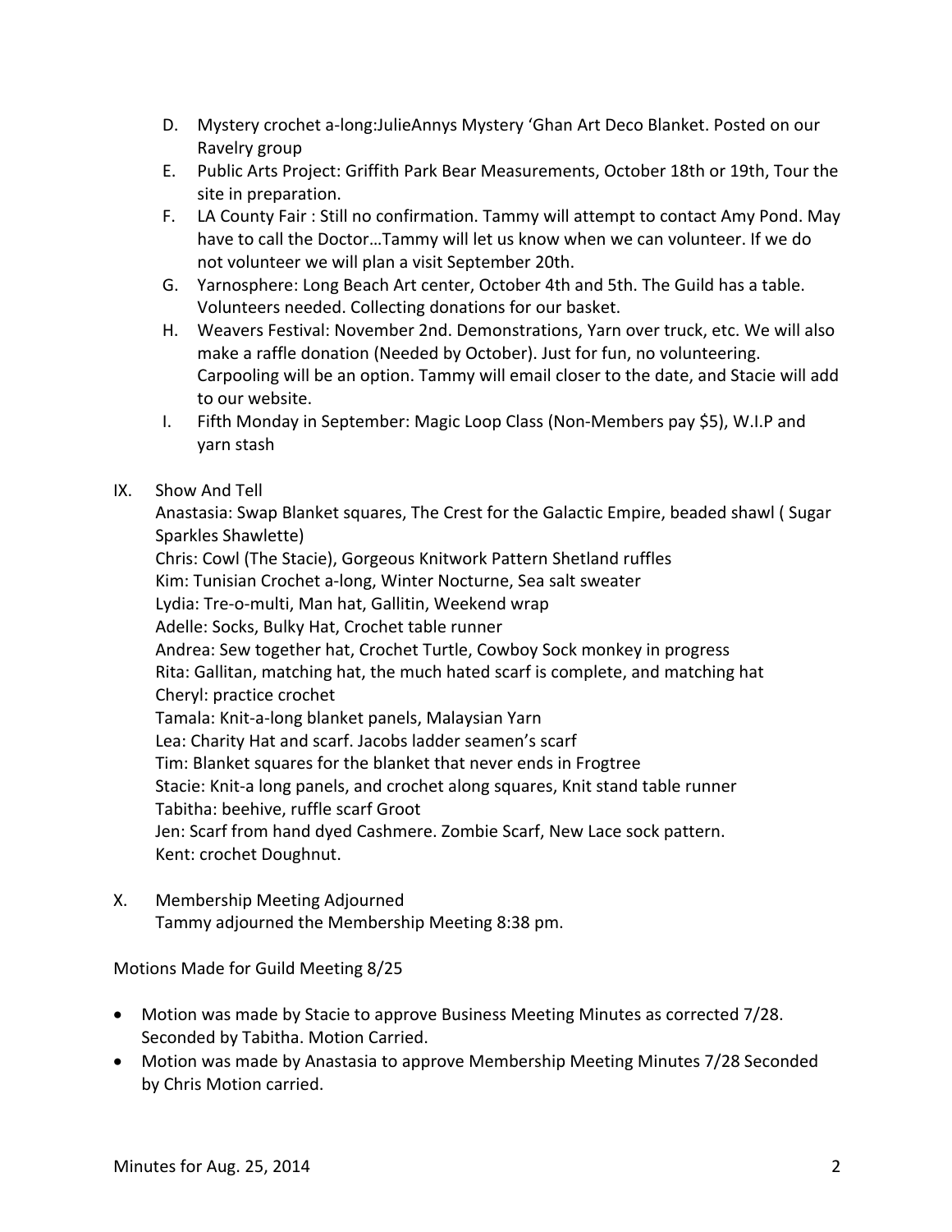D. Mystery crochet a-long:JulieAnnys Mystery 'Ghan Art Deco Blanket. Posted on our Ravelry group

E. Public Arts Project: Griffith Park Bear Measurements, October 18th or 19th, Tour the site in preparation.

F. LA County Fair : Still no confirmation. Tammy will attempt to contact Amy Pond. May have to call the Doctor…Tammy will let us know when we can volunteer. If we do not volunteer we will plan a visit September 20th.

G. Yarnosphere: Long Beach Art center, October 4th and 5th. The Guild has a table. Volunteers needed. Collecting donations for our basket.

H. Weavers Festival: November 2nd. Demonstrations, Yarn over truck, etc. We will also make a raffle donation (Needed by October). Just for fun, no volunteering. Carpooling will be an option. Tammy will email closer to the date, and Stacie will add to our website.

I. Fifth Monday in September: Magic Loop Class (Non-Members pay $5), W.I.P and yarn stash

IX. Show And Tell

Anastasia: Swap Blanket squares, The Crest for the Galactic Empire, beaded shawl ( Sugar Sparkles Shawlette)
Chris: Cowl (The Stacie), Gorgeous Knitwork Pattern Shetland ruffles
Kim: Tunisian Crochet a-long, Winter Nocturne, Sea salt sweater
Lydia: Tre-o-multi, Man hat, Gallitin, Weekend wrap
Adelle: Socks, Bulky Hat, Crochet table runner
Andrea: Sew together hat, Crochet Turtle, Cowboy Sock monkey in progress
Rita: Gallitan, matching hat, the much hated scarf is complete, and matching hat
Cheryl: practice crochet
Tamala: Knit-a-long blanket panels, Malaysian Yarn
Lea: Charity Hat and scarf. Jacobs ladder seamen's scarf
Tim: Blanket squares for the blanket that never ends in Frogtree
Stacie: Knit-a long panels, and crochet along squares, Knit stand table runner
Tabitha: beehive, ruffle scarf Groot
Jen: Scarf from hand dyed Cashmere. Zombie Scarf, New Lace sock pattern.
Kent: crochet Doughnut.

X. Membership Meeting Adjourned

Tammy adjourned the Membership Meeting 8:38 pm.

Motions Made for Guild Meeting 8/25

- Motion was made by Stacie to approve Business Meeting Minutes as corrected 7/28. Seconded by Tabitha. Motion Carried.
- Motion was made by Anastasia to approve Membership Meeting Minutes 7/28 Seconded by Chris Motion carried.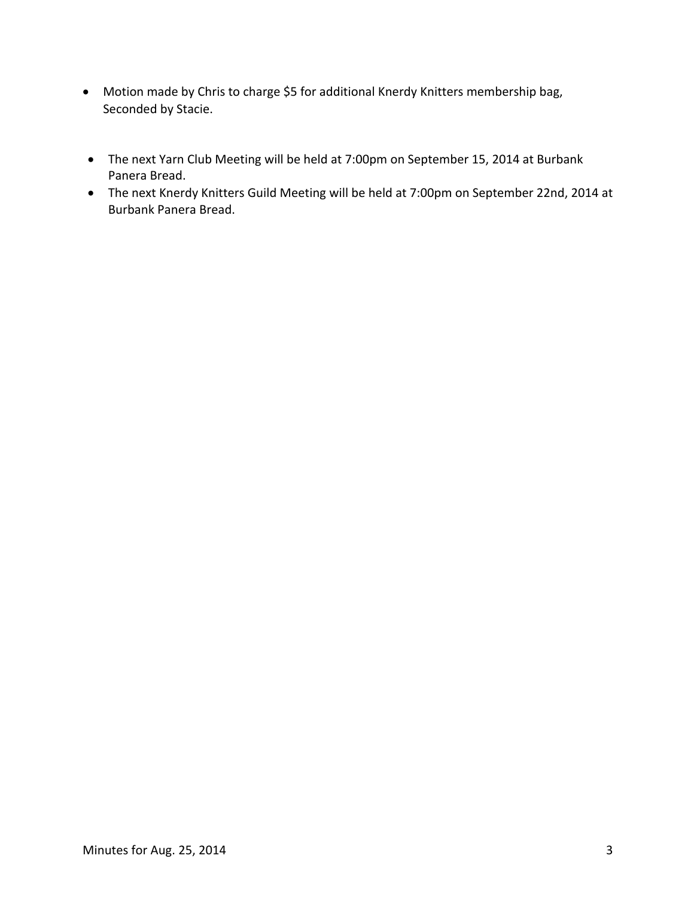- Motion made by Chris to charge $5 for additional Knerdy Knitters membership bag, Seconded by Stacie.

- The next Yarn Club Meeting will be held at 7:00pm on September 15, 2014 at Burbank Panera Bread.
- The next Knerdy Knitters Guild Meeting will be held at 7:00pm on September 22nd, 2014 at Burbank Panera Bread.